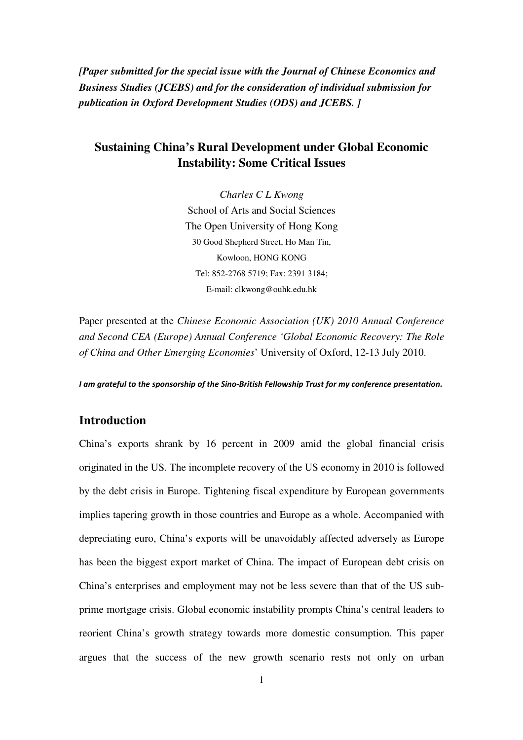***[Paper submitted for the special issue with the Journal of Chinese Economics and Business Studies (JCEBS) and for the consideration of individual submission for publication in Oxford Development Studies (ODS) and JCEBS. ]***

# Sustaining China's Rural Development under Global Economic Instability: Some Critical Issues

*Charles C L Kwong*
School of Arts and Social Sciences
The Open University of Hong Kong
30 Good Shepherd Street, Ho Man Tin,
Kowloon, HONG KONG
Tel: 852-2768 5719; Fax: 2391 3184;
E-mail: clkwong@ouhk.edu.hk

Paper presented at the *Chinese Economic Association (UK) 2010 Annual Conference and Second CEA (Europe) Annual Conference 'Global Economic Recovery: The Role of China and Other Emerging Economies*' University of Oxford, 12-13 July 2010.

***I am grateful to the sponsorship of the Sino-British Fellowship Trust for my conference presentation.***

## Introduction

China's exports shrank by 16 percent in 2009 amid the global financial crisis originated in the US. The incomplete recovery of the US economy in 2010 is followed by the debt crisis in Europe. Tightening fiscal expenditure by European governments implies tapering growth in those countries and Europe as a whole. Accompanied with depreciating euro, China's exports will be unavoidably affected adversely as Europe has been the biggest export market of China. The impact of European debt crisis on China's enterprises and employment may not be less severe than that of the US sub-prime mortgage crisis. Global economic instability prompts China's central leaders to reorient China's growth strategy towards more domestic consumption. This paper argues that the success of the new growth scenario rests not only on urban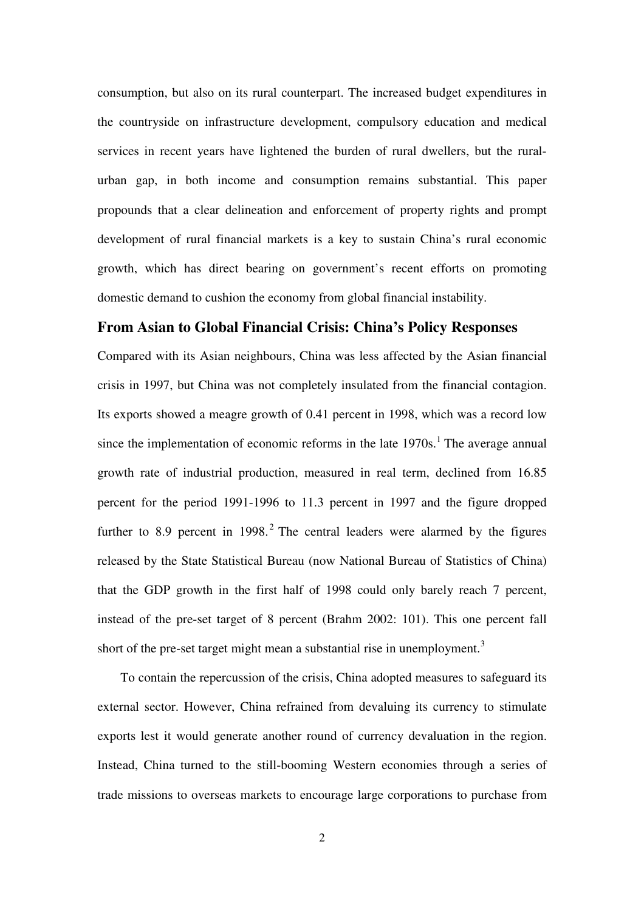consumption, but also on its rural counterpart. The increased budget expenditures in the countryside on infrastructure development, compulsory education and medical services in recent years have lightened the burden of rural dwellers, but the rural-urban gap, in both income and consumption remains substantial. This paper propounds that a clear delineation and enforcement of property rights and prompt development of rural financial markets is a key to sustain China's rural economic growth, which has direct bearing on government's recent efforts on promoting domestic demand to cushion the economy from global financial instability.

## From Asian to Global Financial Crisis: China's Policy Responses

Compared with its Asian neighbours, China was less affected by the Asian financial crisis in 1997, but China was not completely insulated from the financial contagion. Its exports showed a meagre growth of 0.41 percent in 1998, which was a record low since the implementation of economic reforms in the late 1970s.[1] The average annual growth rate of industrial production, measured in real term, declined from 16.85 percent for the period 1991-1996 to 11.3 percent in 1997 and the figure dropped further to 8.9 percent in 1998.[2] The central leaders were alarmed by the figures released by the State Statistical Bureau (now National Bureau of Statistics of China) that the GDP growth in the first half of 1998 could only barely reach 7 percent, instead of the pre-set target of 8 percent (Brahm 2002: 101). This one percent fall short of the pre-set target might mean a substantial rise in unemployment.[3]

To contain the repercussion of the crisis, China adopted measures to safeguard its external sector. However, China refrained from devaluing its currency to stimulate exports lest it would generate another round of currency devaluation in the region. Instead, China turned to the still-booming Western economies through a series of trade missions to overseas markets to encourage large corporations to purchase from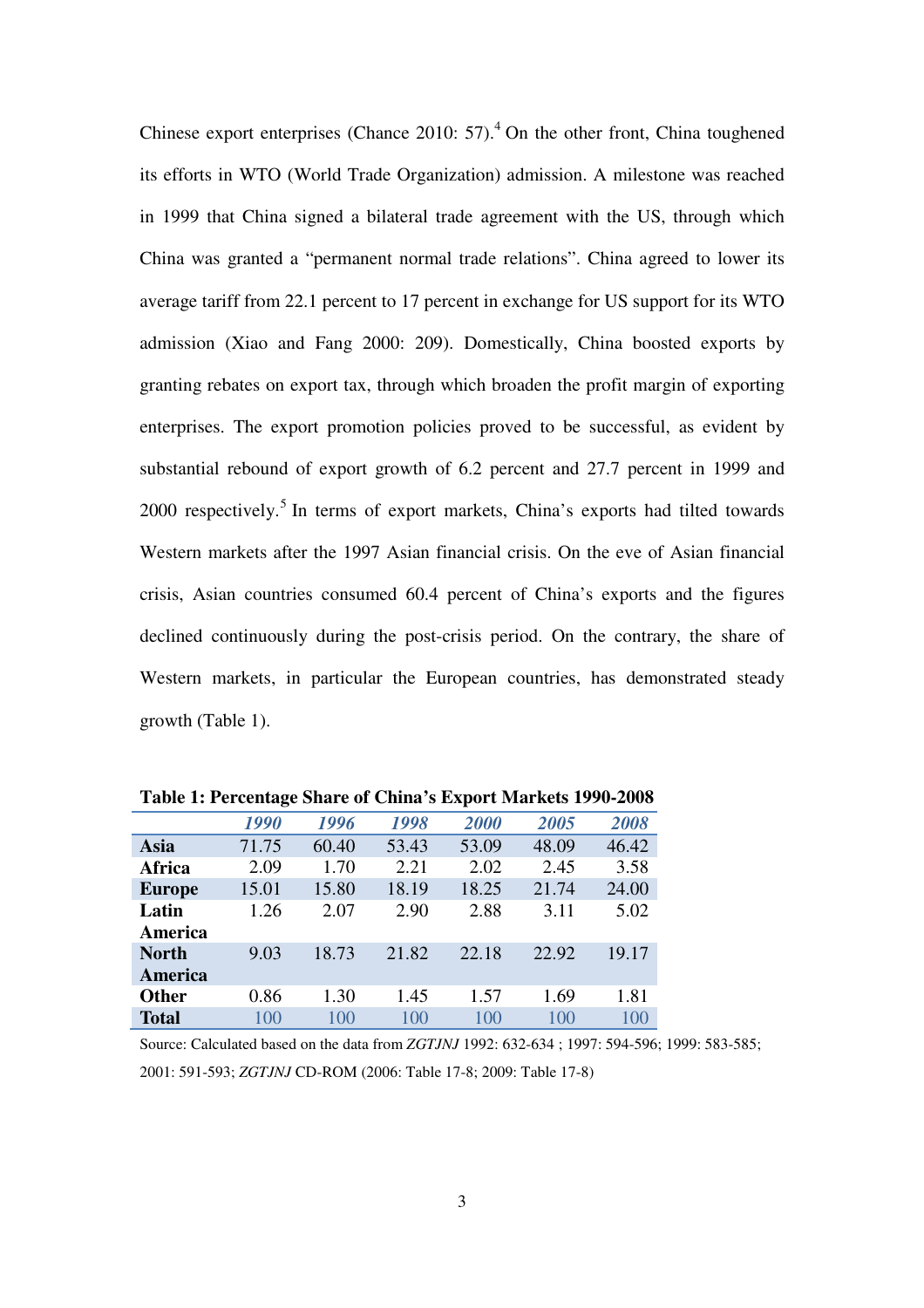Chinese export enterprises (Chance 2010: 57).[4] On the other front, China toughened its efforts in WTO (World Trade Organization) admission. A milestone was reached in 1999 that China signed a bilateral trade agreement with the US, through which China was granted a "permanent normal trade relations". China agreed to lower its average tariff from 22.1 percent to 17 percent in exchange for US support for its WTO admission (Xiao and Fang 2000: 209). Domestically, China boosted exports by granting rebates on export tax, through which broaden the profit margin of exporting enterprises. The export promotion policies proved to be successful, as evident by substantial rebound of export growth of 6.2 percent and 27.7 percent in 1999 and 2000 respectively.[5] In terms of export markets, China's exports had tilted towards Western markets after the 1997 Asian financial crisis. On the eve of Asian financial crisis, Asian countries consumed 60.4 percent of China's exports and the figures declined continuously during the post-crisis period. On the contrary, the share of Western markets, in particular the European countries, has demonstrated steady growth (Table 1).

**Table 1: Percentage Share of China's Export Markets 1990-2008**

| | *1990* | *1996* | *1998* | *2000* | *2005* | *2008* |
|---|---|---|---|---|---|---|
| **Asia** | 71.75 | 60.40 | 53.43 | 53.09 | 48.09 | 46.42 |
| **Africa** | 2.09 | 1.70 | 2.21 | 2.02 | 2.45 | 3.58 |
| **Europe** | 15.01 | 15.80 | 18.19 | 18.25 | 21.74 | 24.00 |
| **Latin America** | 1.26 | 2.07 | 2.90 | 2.88 | 3.11 | 5.02 |
| **North America** | 9.03 | 18.73 | 21.82 | 22.18 | 22.92 | 19.17 |
| **Other** | 0.86 | 1.30 | 1.45 | 1.57 | 1.69 | 1.81 |
| **Total** | 100 | 100 | 100 | 100 | 100 | 100 |

Source: Calculated based on the data from *ZGTJNJ* 1992: 632-634 ; 1997: 594-596; 1999: 583-585; 2001: 591-593; *ZGTJNJ* CD-ROM (2006: Table 17-8; 2009: Table 17-8)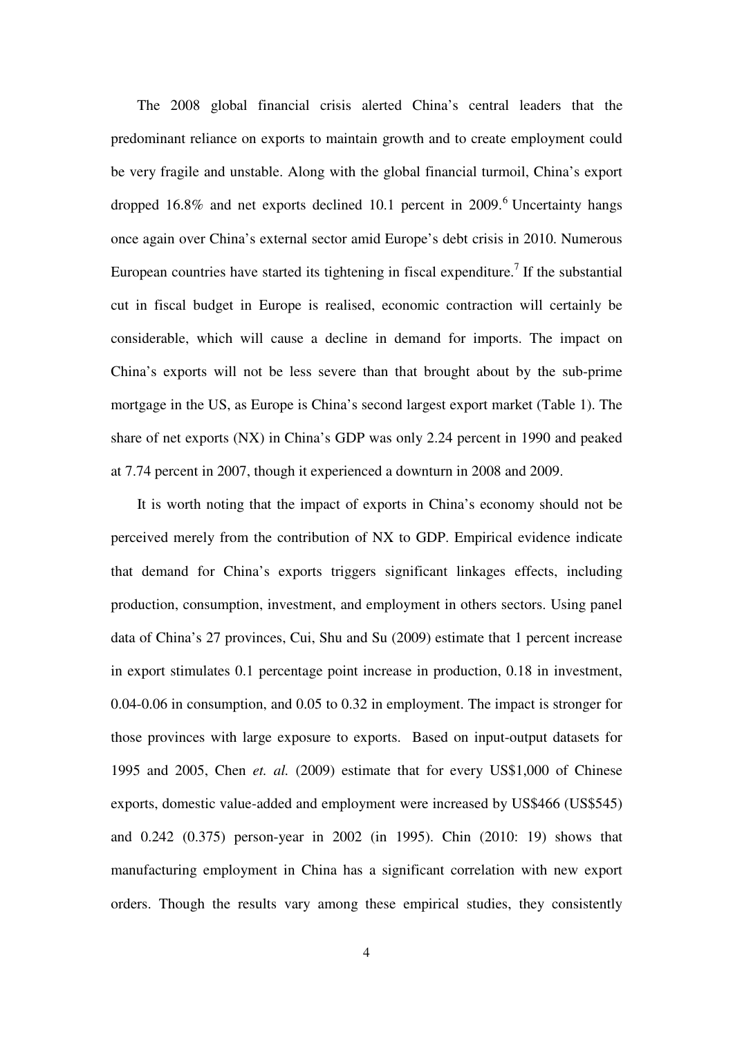The 2008 global financial crisis alerted China's central leaders that the predominant reliance on exports to maintain growth and to create employment could be very fragile and unstable. Along with the global financial turmoil, China's export dropped 16.8% and net exports declined 10.1 percent in 2009.[6] Uncertainty hangs once again over China's external sector amid Europe's debt crisis in 2010. Numerous European countries have started its tightening in fiscal expenditure.[7] If the substantial cut in fiscal budget in Europe is realised, economic contraction will certainly be considerable, which will cause a decline in demand for imports. The impact on China's exports will not be less severe than that brought about by the sub-prime mortgage in the US, as Europe is China's second largest export market (Table 1). The share of net exports (NX) in China's GDP was only 2.24 percent in 1990 and peaked at 7.74 percent in 2007, though it experienced a downturn in 2008 and 2009.

It is worth noting that the impact of exports in China's economy should not be perceived merely from the contribution of NX to GDP. Empirical evidence indicate that demand for China's exports triggers significant linkages effects, including production, consumption, investment, and employment in others sectors. Using panel data of China's 27 provinces, Cui, Shu and Su (2009) estimate that 1 percent increase in export stimulates 0.1 percentage point increase in production, 0.18 in investment, 0.04-0.06 in consumption, and 0.05 to 0.32 in employment. The impact is stronger for those provinces with large exposure to exports. Based on input-output datasets for 1995 and 2005, Chen *et. al.* (2009) estimate that for every US$1,000 of Chinese exports, domestic value-added and employment were increased by US$466 (US$545) and 0.242 (0.375) person-year in 2002 (in 1995). Chin (2010: 19) shows that manufacturing employment in China has a significant correlation with new export orders. Though the results vary among these empirical studies, they consistently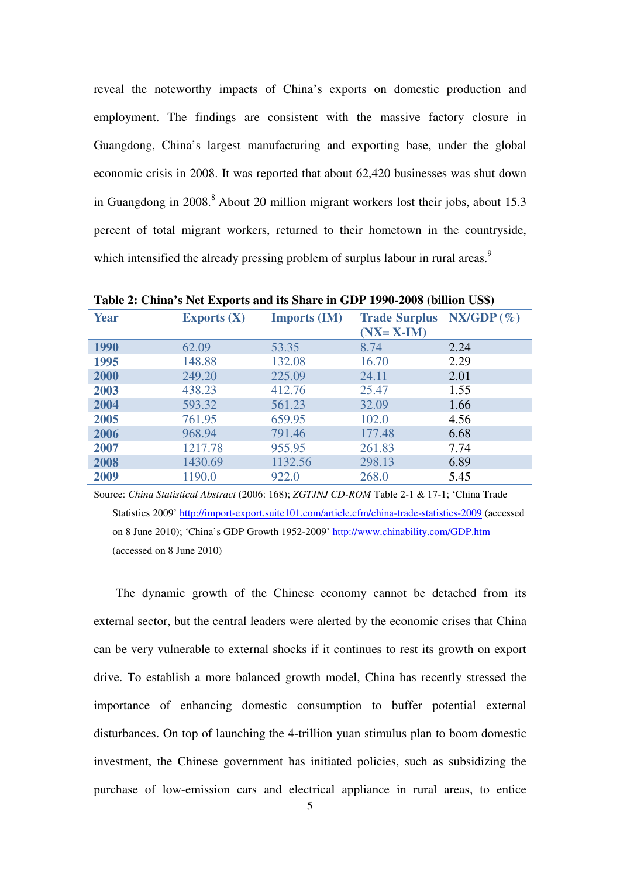reveal the noteworthy impacts of China's exports on domestic production and employment. The findings are consistent with the massive factory closure in Guangdong, China's largest manufacturing and exporting base, under the global economic crisis in 2008. It was reported that about 62,420 businesses was shut down in Guangdong in 2008.[8] About 20 million migrant workers lost their jobs, about 15.3 percent of total migrant workers, returned to their hometown in the countryside, which intensified the already pressing problem of surplus labour in rural areas.[9]

**Table 2: China's Net Exports and its Share in GDP 1990-2008 (billion US$)**

| Year | Exports (X) | Imports (IM) | Trade Surplus (NX= X-IM) | NX/GDP (%) |
|---|---|---|---|---|
| **1990** | 62.09 | 53.35 | 8.74 | 2.24 |
| **1995** | 148.88 | 132.08 | 16.70 | 2.29 |
| **2000** | 249.20 | 225.09 | 24.11 | 2.01 |
| **2003** | 438.23 | 412.76 | 25.47 | 1.55 |
| **2004** | 593.32 | 561.23 | 32.09 | 1.66 |
| **2005** | 761.95 | 659.95 | 102.0 | 4.56 |
| **2006** | 968.94 | 791.46 | 177.48 | 6.68 |
| **2007** | 1217.78 | 955.95 | 261.83 | 7.74 |
| **2008** | 1430.69 | 1132.56 | 298.13 | 6.89 |
| **2009** | 1190.0 | 922.0 | 268.0 | 5.45 |

Source: *China Statistical Abstract* (2006: 168); *ZGTJNJ CD-ROM* Table 2-1 & 17-1; 'China Trade Statistics 2009' http://import-export.suite101.com/article.cfm/china-trade-statistics-2009 (accessed on 8 June 2010); 'China's GDP Growth 1952-2009' http://www.chinability.com/GDP.htm (accessed on 8 June 2010)

The dynamic growth of the Chinese economy cannot be detached from its external sector, but the central leaders were alerted by the economic crises that China can be very vulnerable to external shocks if it continues to rest its growth on export drive. To establish a more balanced growth model, China has recently stressed the importance of enhancing domestic consumption to buffer potential external disturbances. On top of launching the 4-trillion yuan stimulus plan to boom domestic investment, the Chinese government has initiated policies, such as subsidizing the purchase of low-emission cars and electrical appliance in rural areas, to entice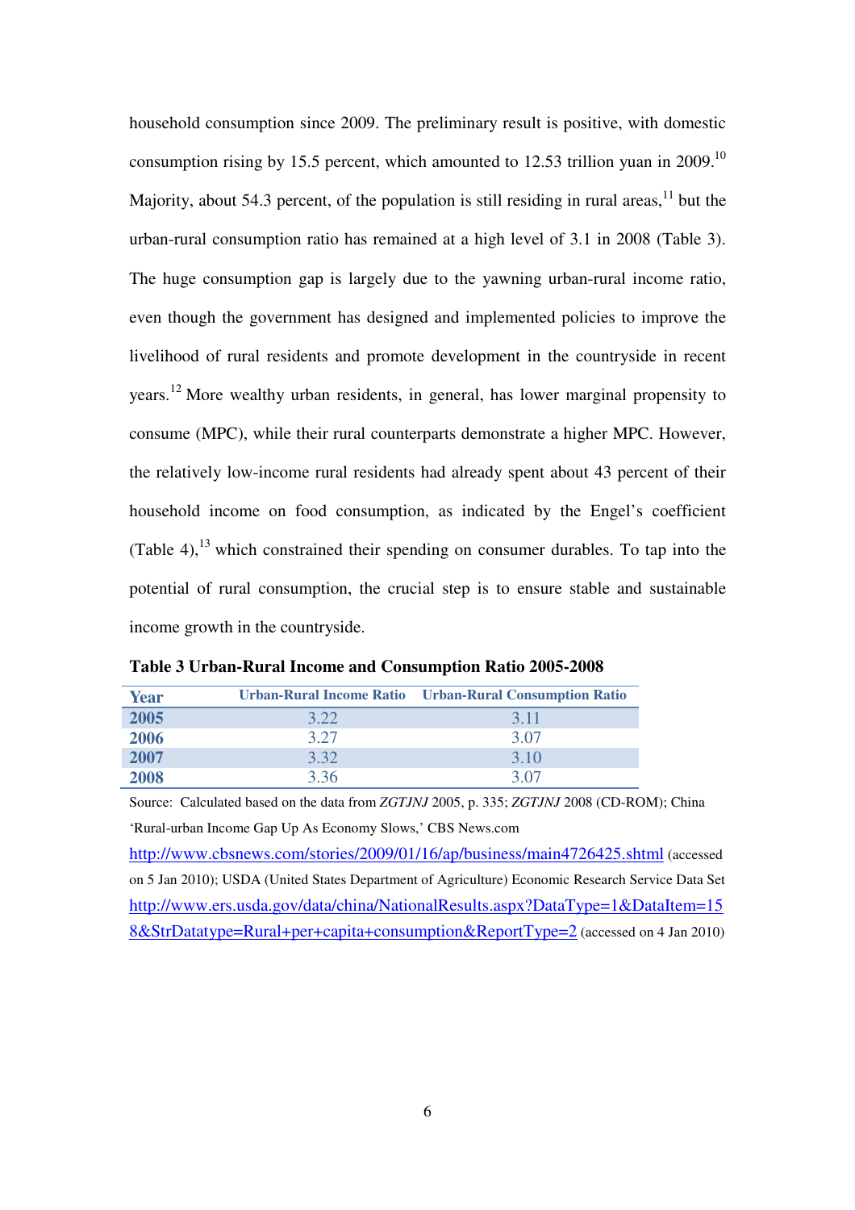household consumption since 2009. The preliminary result is positive, with domestic consumption rising by 15.5 percent, which amounted to 12.53 trillion yuan in 2009.[10] Majority, about 54.3 percent, of the population is still residing in rural areas,[11] but the urban-rural consumption ratio has remained at a high level of 3.1 in 2008 (Table 3). The huge consumption gap is largely due to the yawning urban-rural income ratio, even though the government has designed and implemented policies to improve the livelihood of rural residents and promote development in the countryside in recent years.[12] More wealthy urban residents, in general, has lower marginal propensity to consume (MPC), while their rural counterparts demonstrate a higher MPC. However, the relatively low-income rural residents had already spent about 43 percent of their household income on food consumption, as indicated by the Engel's coefficient (Table 4),[13] which constrained their spending on consumer durables. To tap into the potential of rural consumption, the crucial step is to ensure stable and sustainable income growth in the countryside.

**Table 3 Urban-Rural Income and Consumption Ratio 2005-2008**

| Year | Urban-Rural Income Ratio | Urban-Rural Consumption Ratio |
|---|---|---|
| **2005** | 3.22 | 3.11 |
| **2006** | 3.27 | 3.07 |
| **2007** | 3.32 | 3.10 |
| **2008** | 3.36 | 3.07 |

Source: Calculated based on the data from *ZGTJNJ* 2005, p. 335; *ZGTJNJ* 2008 (CD-ROM); China 'Rural-urban Income Gap Up As Economy Slows,' CBS News.com http://www.cbsnews.com/stories/2009/01/16/ap/business/main4726425.shtml (accessed on 5 Jan 2010); USDA (United States Department of Agriculture) Economic Research Service Data Set http://www.ers.usda.gov/data/china/NationalResults.aspx?DataType=1&DataItem=158&StrDatatype=Rural+per+capita+consumption&ReportType=2 (accessed on 4 Jan 2010)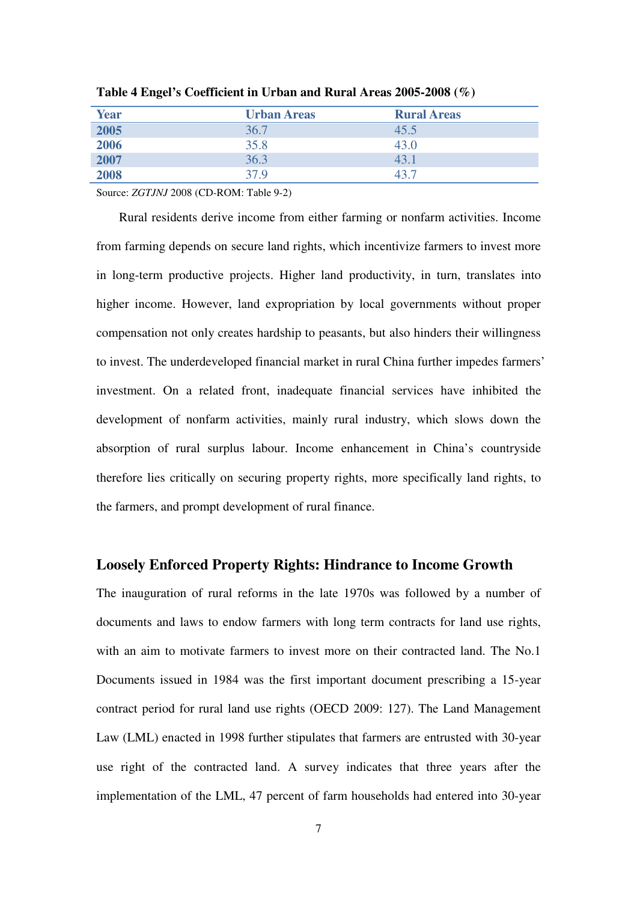**Table 4 Engel's Coefficient in Urban and Rural Areas 2005-2008 (%)**

| Year | Urban Areas | Rural Areas |
|---|---|---|
| 2005 | 36.7 | 45.5 |
| 2006 | 35.8 | 43.0 |
| 2007 | 36.3 | 43.1 |
| 2008 | 37.9 | 43.7 |

Source: *ZGTJNJ* 2008 (CD-ROM: Table 9-2)

Rural residents derive income from either farming or nonfarm activities. Income from farming depends on secure land rights, which incentivize farmers to invest more in long-term productive projects. Higher land productivity, in turn, translates into higher income. However, land expropriation by local governments without proper compensation not only creates hardship to peasants, but also hinders their willingness to invest. The underdeveloped financial market in rural China further impedes farmers' investment. On a related front, inadequate financial services have inhibited the development of nonfarm activities, mainly rural industry, which slows down the absorption of rural surplus labour. Income enhancement in China's countryside therefore lies critically on securing property rights, more specifically land rights, to the farmers, and prompt development of rural finance.

## Loosely Enforced Property Rights: Hindrance to Income Growth

The inauguration of rural reforms in the late 1970s was followed by a number of documents and laws to endow farmers with long term contracts for land use rights, with an aim to motivate farmers to invest more on their contracted land. The No.1 Documents issued in 1984 was the first important document prescribing a 15-year contract period for rural land use rights (OECD 2009: 127). The Land Management Law (LML) enacted in 1998 further stipulates that farmers are entrusted with 30-year use right of the contracted land. A survey indicates that three years after the implementation of the LML, 47 percent of farm households had entered into 30-year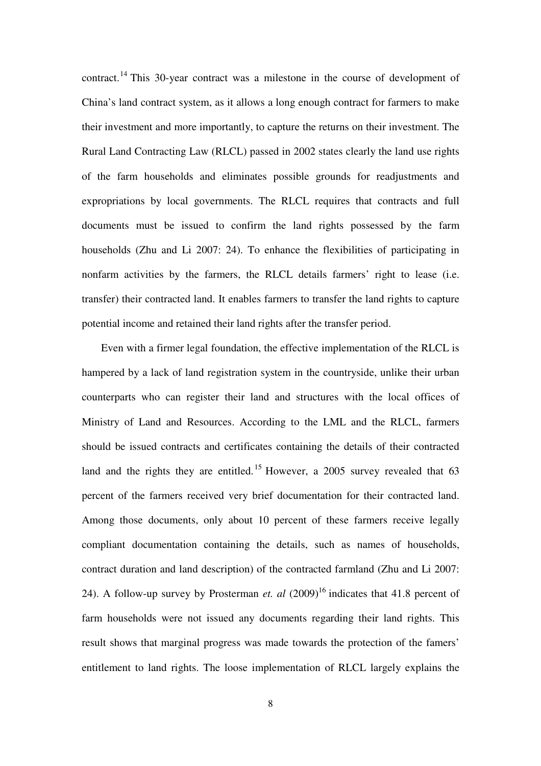contract.[14] This 30-year contract was a milestone in the course of development of China's land contract system, as it allows a long enough contract for farmers to make their investment and more importantly, to capture the returns on their investment. The Rural Land Contracting Law (RLCL) passed in 2002 states clearly the land use rights of the farm households and eliminates possible grounds for readjustments and expropriations by local governments. The RLCL requires that contracts and full documents must be issued to confirm the land rights possessed by the farm households (Zhu and Li 2007: 24). To enhance the flexibilities of participating in nonfarm activities by the farmers, the RLCL details farmers' right to lease (i.e. transfer) their contracted land. It enables farmers to transfer the land rights to capture potential income and retained their land rights after the transfer period.

Even with a firmer legal foundation, the effective implementation of the RLCL is hampered by a lack of land registration system in the countryside, unlike their urban counterparts who can register their land and structures with the local offices of Ministry of Land and Resources. According to the LML and the RLCL, farmers should be issued contracts and certificates containing the details of their contracted land and the rights they are entitled.[15] However, a 2005 survey revealed that 63 percent of the farmers received very brief documentation for their contracted land. Among those documents, only about 10 percent of these farmers receive legally compliant documentation containing the details, such as names of households, contract duration and land description) of the contracted farmland (Zhu and Li 2007: 24). A follow-up survey by Prosterman *et. al* (2009)[16] indicates that 41.8 percent of farm households were not issued any documents regarding their land rights. This result shows that marginal progress was made towards the protection of the famers' entitlement to land rights. The loose implementation of RLCL largely explains the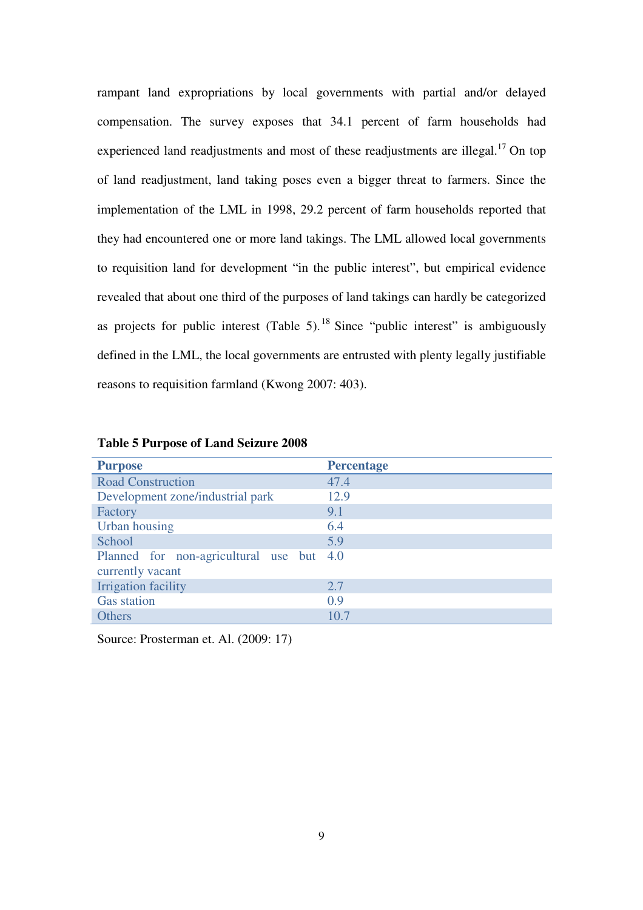rampant land expropriations by local governments with partial and/or delayed compensation. The survey exposes that 34.1 percent of farm households had experienced land readjustments and most of these readjustments are illegal.[17] On top of land readjustment, land taking poses even a bigger threat to farmers. Since the implementation of the LML in 1998, 29.2 percent of farm households reported that they had encountered one or more land takings. The LML allowed local governments to requisition land for development "in the public interest", but empirical evidence revealed that about one third of the purposes of land takings can hardly be categorized as projects for public interest (Table 5).[18] Since "public interest" is ambiguously defined in the LML, the local governments are entrusted with plenty legally justifiable reasons to requisition farmland (Kwong 2007: 403).

**Table 5 Purpose of Land Seizure 2008**

| Purpose | Percentage |
|---|---|
| Road Construction | 47.4 |
| Development zone/industrial park | 12.9 |
| Factory | 9.1 |
| Urban housing | 6.4 |
| School | 5.9 |
| Planned for non-agricultural use but currently vacant | 4.0 |
| Irrigation facility | 2.7 |
| Gas station | 0.9 |
| Others | 10.7 |

Source: Prosterman et. Al. (2009: 17)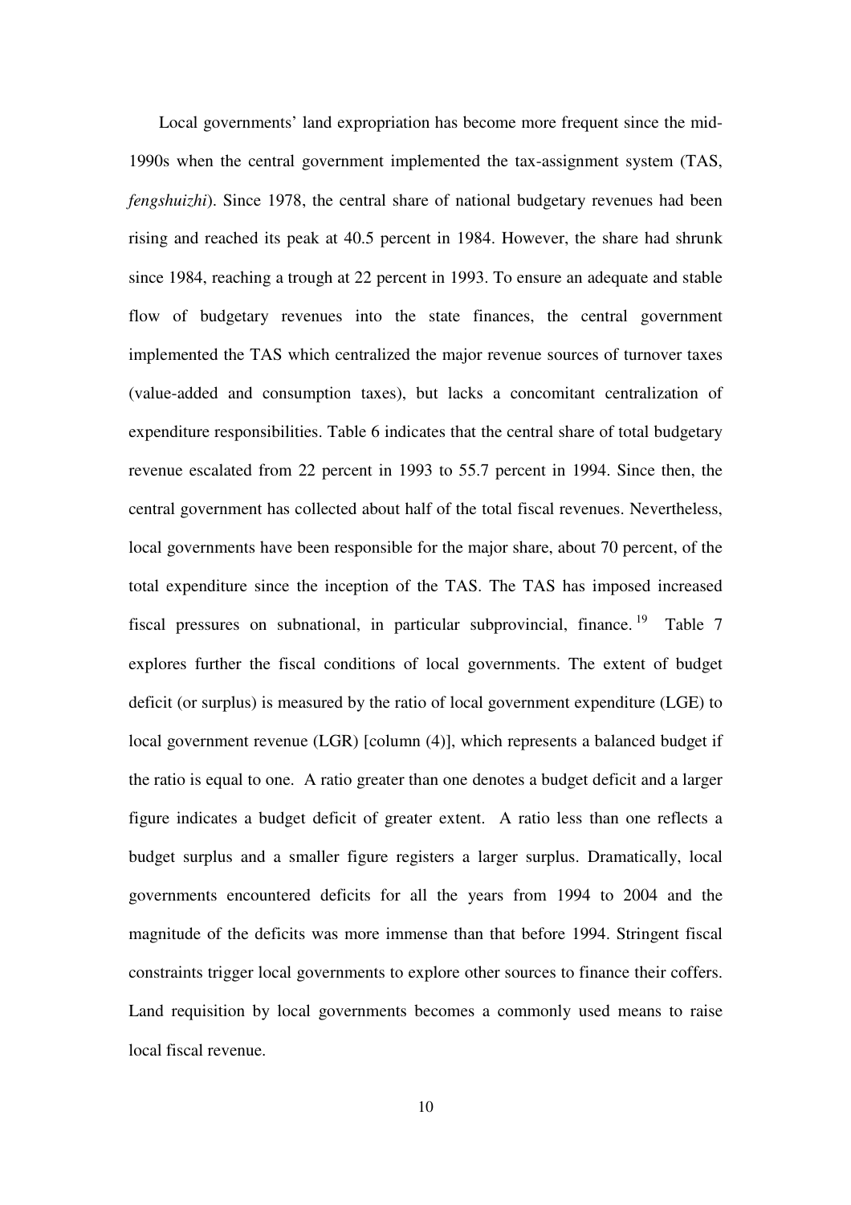Local governments' land expropriation has become more frequent since the mid-1990s when the central government implemented the tax-assignment system (TAS, *fengshuizhi*). Since 1978, the central share of national budgetary revenues had been rising and reached its peak at 40.5 percent in 1984. However, the share had shrunk since 1984, reaching a trough at 22 percent in 1993. To ensure an adequate and stable flow of budgetary revenues into the state finances, the central government implemented the TAS which centralized the major revenue sources of turnover taxes (value-added and consumption taxes), but lacks a concomitant centralization of expenditure responsibilities. Table 6 indicates that the central share of total budgetary revenue escalated from 22 percent in 1993 to 55.7 percent in 1994. Since then, the central government has collected about half of the total fiscal revenues. Nevertheless, local governments have been responsible for the major share, about 70 percent, of the total expenditure since the inception of the TAS. The TAS has imposed increased fiscal pressures on subnational, in particular subprovincial, finance.[19] Table 7 explores further the fiscal conditions of local governments. The extent of budget deficit (or surplus) is measured by the ratio of local government expenditure (LGE) to local government revenue (LGR) [column (4)], which represents a balanced budget if the ratio is equal to one. A ratio greater than one denotes a budget deficit and a larger figure indicates a budget deficit of greater extent. A ratio less than one reflects a budget surplus and a smaller figure registers a larger surplus. Dramatically, local governments encountered deficits for all the years from 1994 to 2004 and the magnitude of the deficits was more immense than that before 1994. Stringent fiscal constraints trigger local governments to explore other sources to finance their coffers. Land requisition by local governments becomes a commonly used means to raise local fiscal revenue.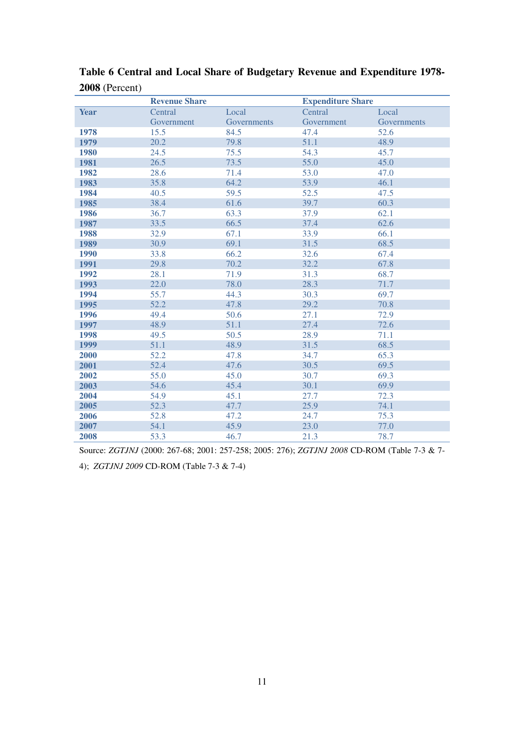**Table 6 Central and Local Share of Budgetary Revenue and Expenditure 1978-2008** (Percent)

| | Revenue Share | | Expenditure Share | |
|---|---|---|---|---|
| **Year** | Central Government | Local Governments | Central Government | Local Governments |
| **1978** | 15.5 | 84.5 | 47.4 | 52.6 |
| **1979** | 20.2 | 79.8 | 51.1 | 48.9 |
| **1980** | 24.5 | 75.5 | 54.3 | 45.7 |
| **1981** | 26.5 | 73.5 | 55.0 | 45.0 |
| **1982** | 28.6 | 71.4 | 53.0 | 47.0 |
| **1983** | 35.8 | 64.2 | 53.9 | 46.1 |
| **1984** | 40.5 | 59.5 | 52.5 | 47.5 |
| **1985** | 38.4 | 61.6 | 39.7 | 60.3 |
| **1986** | 36.7 | 63.3 | 37.9 | 62.1 |
| **1987** | 33.5 | 66.5 | 37.4 | 62.6 |
| **1988** | 32.9 | 67.1 | 33.9 | 66.1 |
| **1989** | 30.9 | 69.1 | 31.5 | 68.5 |
| **1990** | 33.8 | 66.2 | 32.6 | 67.4 |
| **1991** | 29.8 | 70.2 | 32.2 | 67.8 |
| **1992** | 28.1 | 71.9 | 31.3 | 68.7 |
| **1993** | 22.0 | 78.0 | 28.3 | 71.7 |
| **1994** | 55.7 | 44.3 | 30.3 | 69.7 |
| **1995** | 52.2 | 47.8 | 29.2 | 70.8 |
| **1996** | 49.4 | 50.6 | 27.1 | 72.9 |
| **1997** | 48.9 | 51.1 | 27.4 | 72.6 |
| **1998** | 49.5 | 50.5 | 28.9 | 71.1 |
| **1999** | 51.1 | 48.9 | 31.5 | 68.5 |
| **2000** | 52.2 | 47.8 | 34.7 | 65.3 |
| **2001** | 52.4 | 47.6 | 30.5 | 69.5 |
| **2002** | 55.0 | 45.0 | 30.7 | 69.3 |
| **2003** | 54.6 | 45.4 | 30.1 | 69.9 |
| **2004** | 54.9 | 45.1 | 27.7 | 72.3 |
| **2005** | 52.3 | 47.7 | 25.9 | 74.1 |
| **2006** | 52.8 | 47.2 | 24.7 | 75.3 |
| **2007** | 54.1 | 45.9 | 23.0 | 77.0 |
| **2008** | 53.3 | 46.7 | 21.3 | 78.7 |

Source: *ZGTJNJ* (2000: 267-68; 2001: 257-258; 2005: 276); *ZGTJNJ 2008* CD-ROM (Table 7-3 & 7-4); *ZGTJNJ 2009* CD-ROM (Table 7-3 & 7-4)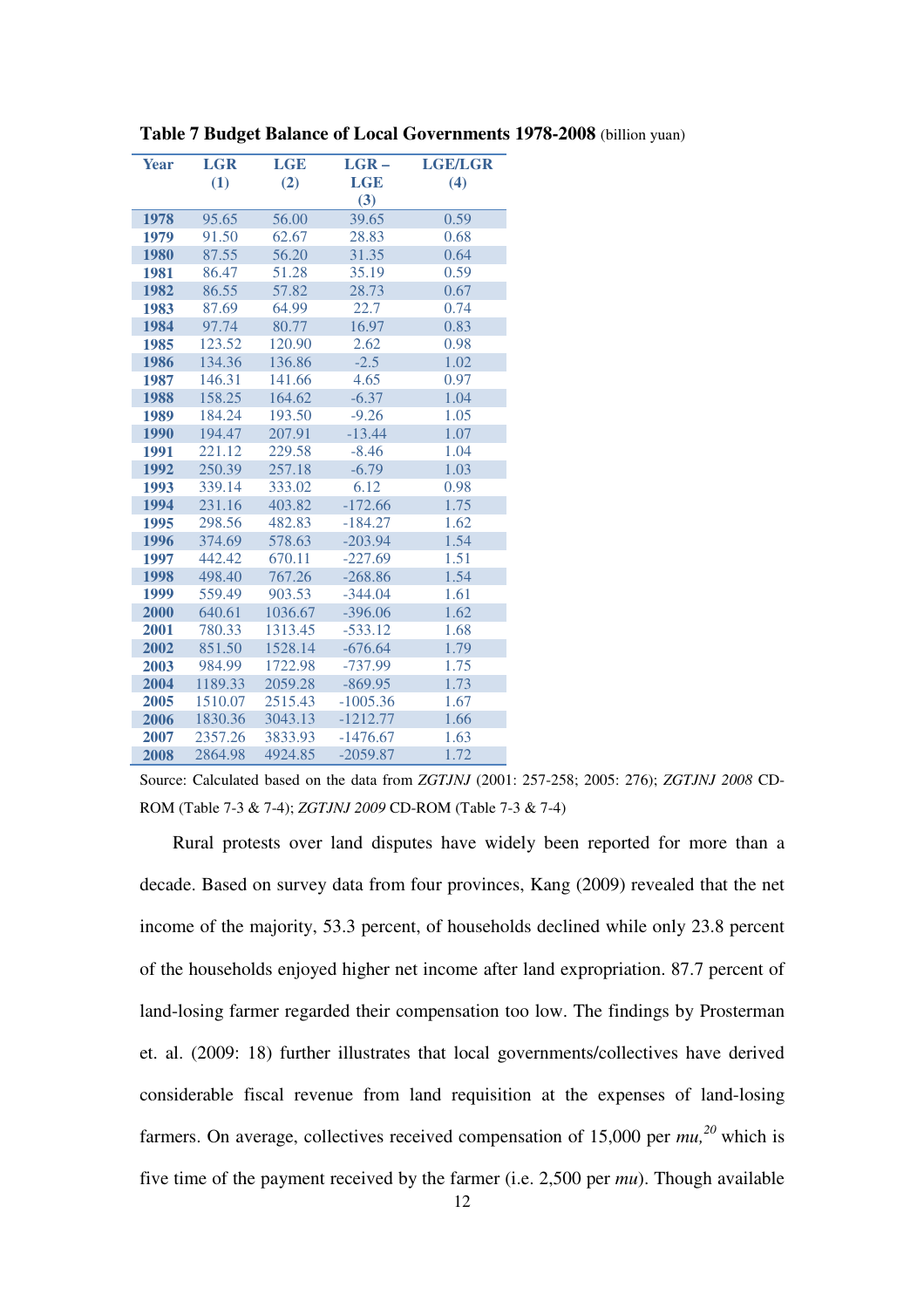**Table 7 Budget Balance of Local Governments 1978-2008** (billion yuan)

| Year | LGR (1) | LGE (2) | LGR – LGE (3) | LGE/LGR (4) |
|---|---|---|---|---|
| 1978 | 95.65 | 56.00 | 39.65 | 0.59 |
| 1979 | 91.50 | 62.67 | 28.83 | 0.68 |
| 1980 | 87.55 | 56.20 | 31.35 | 0.64 |
| 1981 | 86.47 | 51.28 | 35.19 | 0.59 |
| 1982 | 86.55 | 57.82 | 28.73 | 0.67 |
| 1983 | 87.69 | 64.99 | 22.7 | 0.74 |
| 1984 | 97.74 | 80.77 | 16.97 | 0.83 |
| 1985 | 123.52 | 120.90 | 2.62 | 0.98 |
| 1986 | 134.36 | 136.86 | -2.5 | 1.02 |
| 1987 | 146.31 | 141.66 | 4.65 | 0.97 |
| 1988 | 158.25 | 164.62 | -6.37 | 1.04 |
| 1989 | 184.24 | 193.50 | -9.26 | 1.05 |
| 1990 | 194.47 | 207.91 | -13.44 | 1.07 |
| 1991 | 221.12 | 229.58 | -8.46 | 1.04 |
| 1992 | 250.39 | 257.18 | -6.79 | 1.03 |
| 1993 | 339.14 | 333.02 | 6.12 | 0.98 |
| 1994 | 231.16 | 403.82 | -172.66 | 1.75 |
| 1995 | 298.56 | 482.83 | -184.27 | 1.62 |
| 1996 | 374.69 | 578.63 | -203.94 | 1.54 |
| 1997 | 442.42 | 670.11 | -227.69 | 1.51 |
| 1998 | 498.40 | 767.26 | -268.86 | 1.54 |
| 1999 | 559.49 | 903.53 | -344.04 | 1.61 |
| 2000 | 640.61 | 1036.67 | -396.06 | 1.62 |
| 2001 | 780.33 | 1313.45 | -533.12 | 1.68 |
| 2002 | 851.50 | 1528.14 | -676.64 | 1.79 |
| 2003 | 984.99 | 1722.98 | -737.99 | 1.75 |
| 2004 | 1189.33 | 2059.28 | -869.95 | 1.73 |
| 2005 | 1510.07 | 2515.43 | -1005.36 | 1.67 |
| 2006 | 1830.36 | 3043.13 | -1212.77 | 1.66 |
| 2007 | 2357.26 | 3833.93 | -1476.67 | 1.63 |
| 2008 | 2864.98 | 4924.85 | -2059.87 | 1.72 |

Source: Calculated based on the data from *ZGTJNJ* (2001: 257-258; 2005: 276); *ZGTJNJ 2008* CD-ROM (Table 7-3 & 7-4); *ZGTJNJ 2009* CD-ROM (Table 7-3 & 7-4)

Rural protests over land disputes have widely been reported for more than a decade. Based on survey data from four provinces, Kang (2009) revealed that the net income of the majority, 53.3 percent, of households declined while only 23.8 percent of the households enjoyed higher net income after land expropriation. 87.7 percent of land-losing farmer regarded their compensation too low. The findings by Prosterman et. al. (2009: 18) further illustrates that local governments/collectives have derived considerable fiscal revenue from land requisition at the expenses of land-losing farmers. On average, collectives received compensation of 15,000 per *mu*,[20] which is five time of the payment received by the farmer (i.e. 2,500 per *mu*). Though available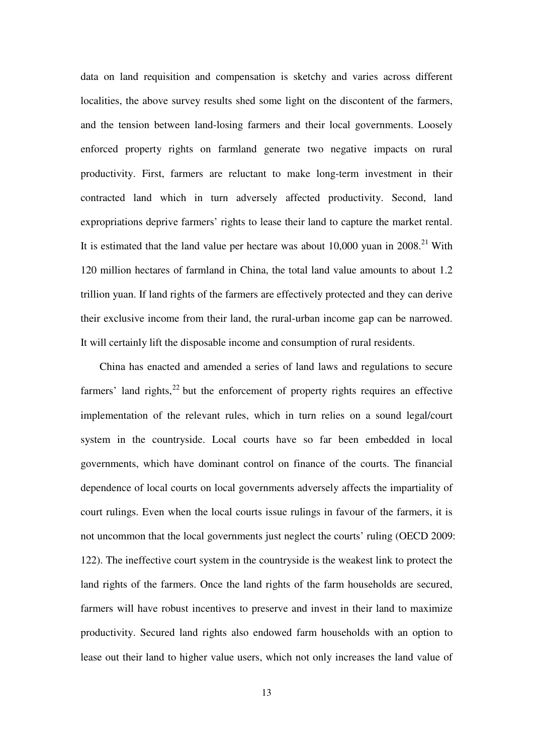data on land requisition and compensation is sketchy and varies across different localities, the above survey results shed some light on the discontent of the farmers, and the tension between land-losing farmers and their local governments. Loosely enforced property rights on farmland generate two negative impacts on rural productivity. First, farmers are reluctant to make long-term investment in their contracted land which in turn adversely affected productivity. Second, land expropriations deprive farmers' rights to lease their land to capture the market rental. It is estimated that the land value per hectare was about 10,000 yuan in 2008.[21] With 120 million hectares of farmland in China, the total land value amounts to about 1.2 trillion yuan. If land rights of the farmers are effectively protected and they can derive their exclusive income from their land, the rural-urban income gap can be narrowed. It will certainly lift the disposable income and consumption of rural residents.

China has enacted and amended a series of land laws and regulations to secure farmers' land rights,[22] but the enforcement of property rights requires an effective implementation of the relevant rules, which in turn relies on a sound legal/court system in the countryside. Local courts have so far been embedded in local governments, which have dominant control on finance of the courts. The financial dependence of local courts on local governments adversely affects the impartiality of court rulings. Even when the local courts issue rulings in favour of the farmers, it is not uncommon that the local governments just neglect the courts' ruling (OECD 2009: 122). The ineffective court system in the countryside is the weakest link to protect the land rights of the farmers. Once the land rights of the farm households are secured, farmers will have robust incentives to preserve and invest in their land to maximize productivity. Secured land rights also endowed farm households with an option to lease out their land to higher value users, which not only increases the land value of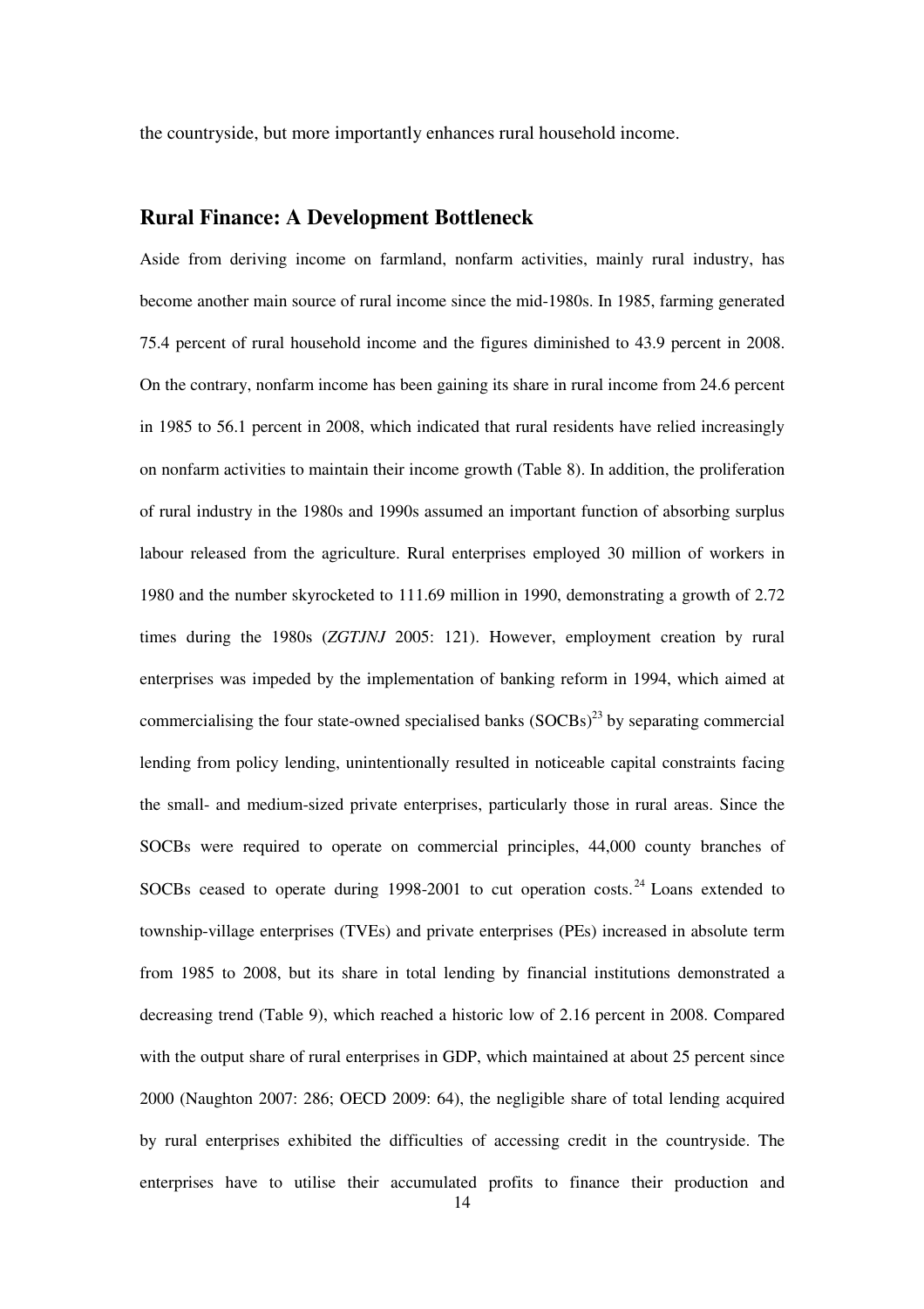the countryside, but more importantly enhances rural household income.

## Rural Finance: A Development Bottleneck

Aside from deriving income on farmland, nonfarm activities, mainly rural industry, has become another main source of rural income since the mid-1980s. In 1985, farming generated 75.4 percent of rural household income and the figures diminished to 43.9 percent in 2008. On the contrary, nonfarm income has been gaining its share in rural income from 24.6 percent in 1985 to 56.1 percent in 2008, which indicated that rural residents have relied increasingly on nonfarm activities to maintain their income growth (Table 8). In addition, the proliferation of rural industry in the 1980s and 1990s assumed an important function of absorbing surplus labour released from the agriculture. Rural enterprises employed 30 million of workers in 1980 and the number skyrocketed to 111.69 million in 1990, demonstrating a growth of 2.72 times during the 1980s (*ZGTJNJ* 2005: 121). However, employment creation by rural enterprises was impeded by the implementation of banking reform in 1994, which aimed at commercialising the four state-owned specialised banks (SOCBs)[23] by separating commercial lending from policy lending, unintentionally resulted in noticeable capital constraints facing the small- and medium-sized private enterprises, particularly those in rural areas. Since the SOCBs were required to operate on commercial principles, 44,000 county branches of SOCBs ceased to operate during 1998-2001 to cut operation costs.[24] Loans extended to township-village enterprises (TVEs) and private enterprises (PEs) increased in absolute term from 1985 to 2008, but its share in total lending by financial institutions demonstrated a decreasing trend (Table 9), which reached a historic low of 2.16 percent in 2008. Compared with the output share of rural enterprises in GDP, which maintained at about 25 percent since 2000 (Naughton 2007: 286; OECD 2009: 64), the negligible share of total lending acquired by rural enterprises exhibited the difficulties of accessing credit in the countryside. The enterprises have to utilise their accumulated profits to finance their production and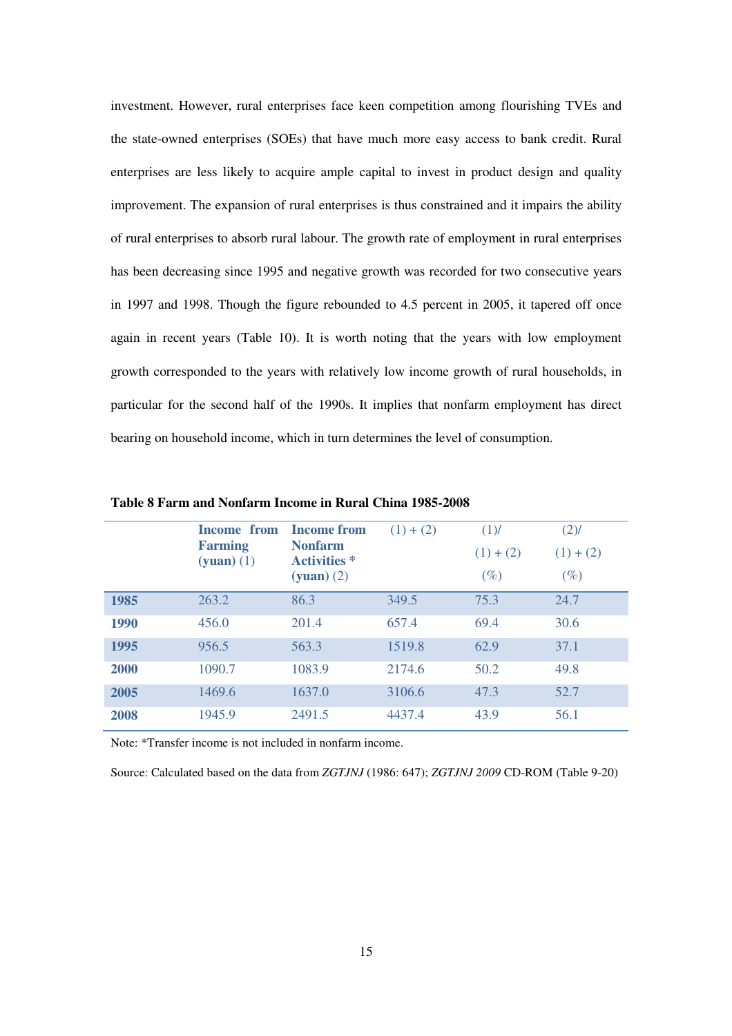investment. However, rural enterprises face keen competition among flourishing TVEs and the state-owned enterprises (SOEs) that have much more easy access to bank credit. Rural enterprises are less likely to acquire ample capital to invest in product design and quality improvement. The expansion of rural enterprises is thus constrained and it impairs the ability of rural enterprises to absorb rural labour. The growth rate of employment in rural enterprises has been decreasing since 1995 and negative growth was recorded for two consecutive years in 1997 and 1998. Though the figure rebounded to 4.5 percent in 2005, it tapered off once again in recent years (Table 10). It is worth noting that the years with low employment growth corresponded to the years with relatively low income growth of rural households, in particular for the second half of the 1990s. It implies that nonfarm employment has direct bearing on household income, which in turn determines the level of consumption.

**Table 8 Farm and Nonfarm Income in Rural China 1985-2008**

| | **Income from Farming (yuan)** (1) | **Income from Nonfarm Activities \* (yuan)** (2) | (1) + (2) | (1)/ (1) + (2) (%) | (2)/ (1) + (2) (%) |
|---|---|---|---|---|---|
| **1985** | 263.2 | 86.3 | 349.5 | 75.3 | 24.7 |
| **1990** | 456.0 | 201.4 | 657.4 | 69.4 | 30.6 |
| **1995** | 956.5 | 563.3 | 1519.8 | 62.9 | 37.1 |
| **2000** | 1090.7 | 1083.9 | 2174.6 | 50.2 | 49.8 |
| **2005** | 1469.6 | 1637.0 | 3106.6 | 47.3 | 52.7 |
| **2008** | 1945.9 | 2491.5 | 4437.4 | 43.9 | 56.1 |

Note: *Transfer income is not included in nonfarm income.

Source: Calculated based on the data from *ZGTJNJ* (1986: 647); *ZGTJNJ 2009* CD-ROM (Table 9-20)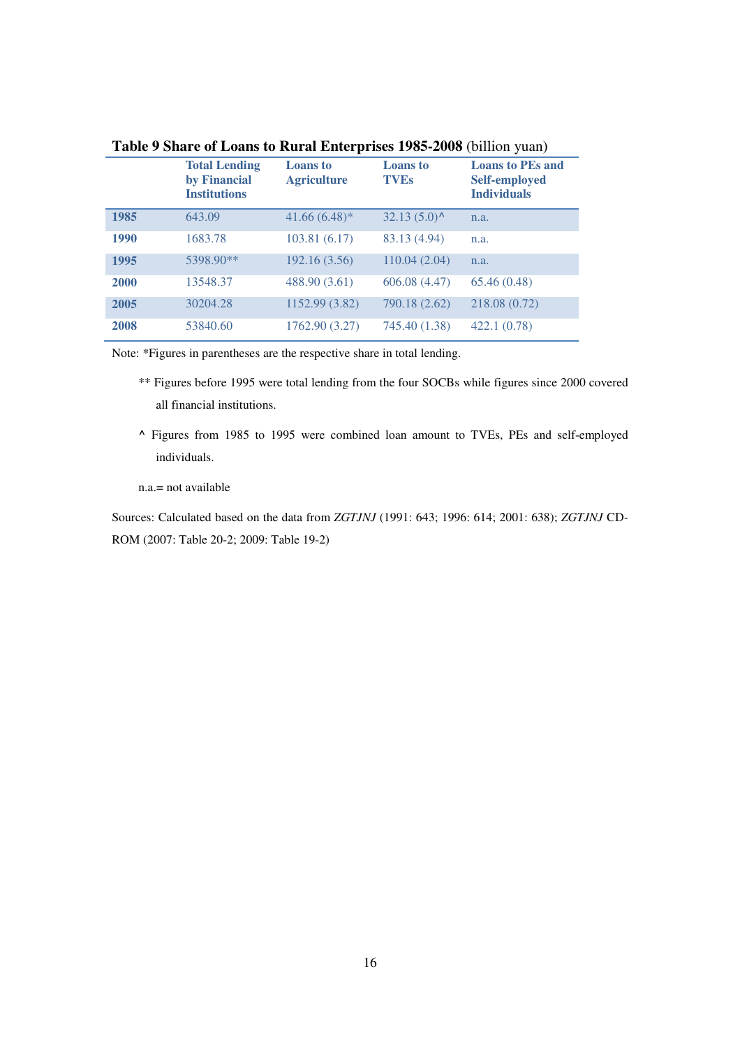**Table 9 Share of Loans to Rural Enterprises 1985-2008** (billion yuan)

| | Total Lending by Financial Institutions | Loans to Agriculture | Loans to TVEs | Loans to PEs and Self-employed Individuals |
|---|---|---|---|---|
| **1985** | 643.09 | 41.66 (6.48)* | 32.13 (5.0)^ | n.a. |
| **1990** | 1683.78 | 103.81 (6.17) | 83.13 (4.94) | n.a. |
| **1995** | 5398.90** | 192.16 (3.56) | 110.04 (2.04) | n.a. |
| **2000** | 13548.37 | 488.90 (3.61) | 606.08 (4.47) | 65.46 (0.48) |
| **2005** | 30204.28 | 1152.99 (3.82) | 790.18 (2.62) | 218.08 (0.72) |
| **2008** | 53840.60 | 1762.90 (3.27) | 745.40 (1.38) | 422.1 (0.78) |

Note: *Figures in parentheses are the respective share in total lending.

** Figures before 1995 were total lending from the four SOCBs while figures since 2000 covered all financial institutions.

^ Figures from 1985 to 1995 were combined loan amount to TVEs, PEs and self-employed individuals.

n.a.= not available

Sources: Calculated based on the data from *ZGTJNJ* (1991: 643; 1996: 614; 2001: 638); *ZGTJNJ* CD-ROM (2007: Table 20-2; 2009: Table 19-2)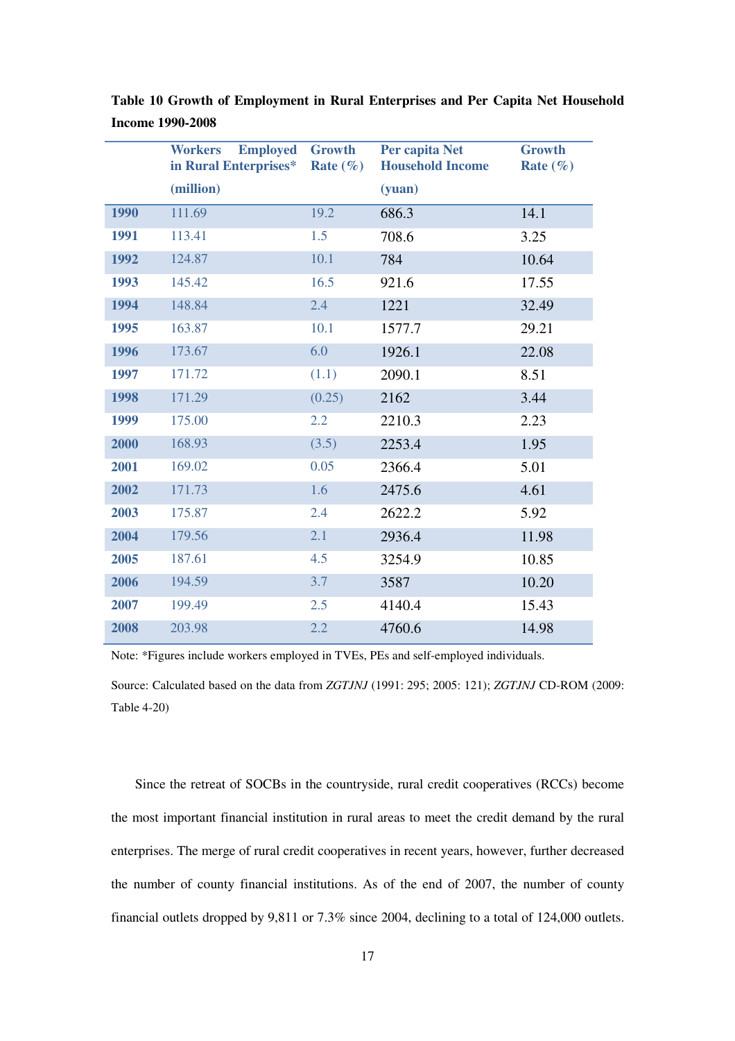**Table 10 Growth of Employment in Rural Enterprises and Per Capita Net Household Income 1990-2008**

| | Workers Employed in Rural Enterprises* (million) | Growth Rate (%) | Per capita Net Household Income (yuan) | Growth Rate (%) |
|---|---|---|---|---|
| **1990** | 111.69 | 19.2 | 686.3 | 14.1 |
| **1991** | 113.41 | 1.5 | 708.6 | 3.25 |
| **1992** | 124.87 | 10.1 | 784 | 10.64 |
| **1993** | 145.42 | 16.5 | 921.6 | 17.55 |
| **1994** | 148.84 | 2.4 | 1221 | 32.49 |
| **1995** | 163.87 | 10.1 | 1577.7 | 29.21 |
| **1996** | 173.67 | 6.0 | 1926.1 | 22.08 |
| **1997** | 171.72 | (1.1) | 2090.1 | 8.51 |
| **1998** | 171.29 | (0.25) | 2162 | 3.44 |
| **1999** | 175.00 | 2.2 | 2210.3 | 2.23 |
| **2000** | 168.93 | (3.5) | 2253.4 | 1.95 |
| **2001** | 169.02 | 0.05 | 2366.4 | 5.01 |
| **2002** | 171.73 | 1.6 | 2475.6 | 4.61 |
| **2003** | 175.87 | 2.4 | 2622.2 | 5.92 |
| **2004** | 179.56 | 2.1 | 2936.4 | 11.98 |
| **2005** | 187.61 | 4.5 | 3254.9 | 10.85 |
| **2006** | 194.59 | 3.7 | 3587 | 10.20 |
| **2007** | 199.49 | 2.5 | 4140.4 | 15.43 |
| **2008** | 203.98 | 2.2 | 4760.6 | 14.98 |

Note: *Figures include workers employed in TVEs, PEs and self-employed individuals.

Source: Calculated based on the data from *ZGTJNJ* (1991: 295; 2005: 121); *ZGTJNJ* CD-ROM (2009: Table 4-20)

Since the retreat of SOCBs in the countryside, rural credit cooperatives (RCCs) become the most important financial institution in rural areas to meet the credit demand by the rural enterprises. The merge of rural credit cooperatives in recent years, however, further decreased the number of county financial institutions. As of the end of 2007, the number of county financial outlets dropped by 9,811 or 7.3% since 2004, declining to a total of 124,000 outlets.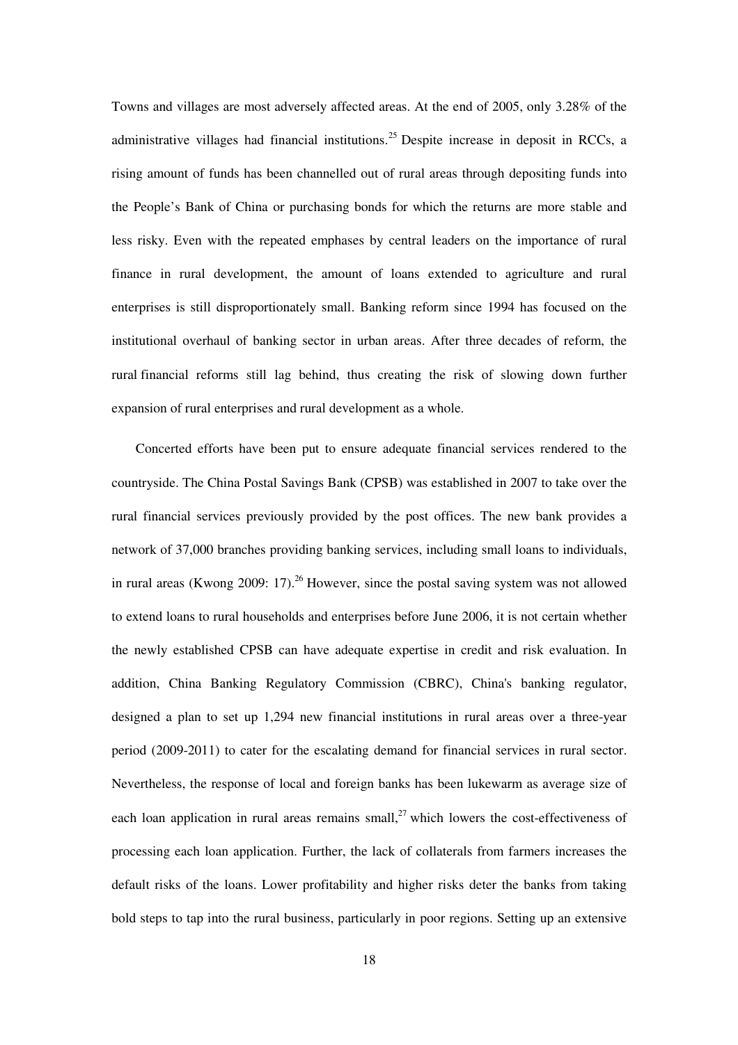Towns and villages are most adversely affected areas. At the end of 2005, only 3.28% of the administrative villages had financial institutions.[25] Despite increase in deposit in RCCs, a rising amount of funds has been channelled out of rural areas through depositing funds into the People's Bank of China or purchasing bonds for which the returns are more stable and less risky. Even with the repeated emphases by central leaders on the importance of rural finance in rural development, the amount of loans extended to agriculture and rural enterprises is still disproportionately small. Banking reform since 1994 has focused on the institutional overhaul of banking sector in urban areas. After three decades of reform, the rural financial reforms still lag behind, thus creating the risk of slowing down further expansion of rural enterprises and rural development as a whole.

Concerted efforts have been put to ensure adequate financial services rendered to the countryside. The China Postal Savings Bank (CPSB) was established in 2007 to take over the rural financial services previously provided by the post offices. The new bank provides a network of 37,000 branches providing banking services, including small loans to individuals, in rural areas (Kwong 2009: 17).[26] However, since the postal saving system was not allowed to extend loans to rural households and enterprises before June 2006, it is not certain whether the newly established CPSB can have adequate expertise in credit and risk evaluation. In addition, China Banking Regulatory Commission (CBRC), China's banking regulator, designed a plan to set up 1,294 new financial institutions in rural areas over a three-year period (2009-2011) to cater for the escalating demand for financial services in rural sector. Nevertheless, the response of local and foreign banks has been lukewarm as average size of each loan application in rural areas remains small,[27] which lowers the cost-effectiveness of processing each loan application. Further, the lack of collaterals from farmers increases the default risks of the loans. Lower profitability and higher risks deter the banks from taking bold steps to tap into the rural business, particularly in poor regions. Setting up an extensive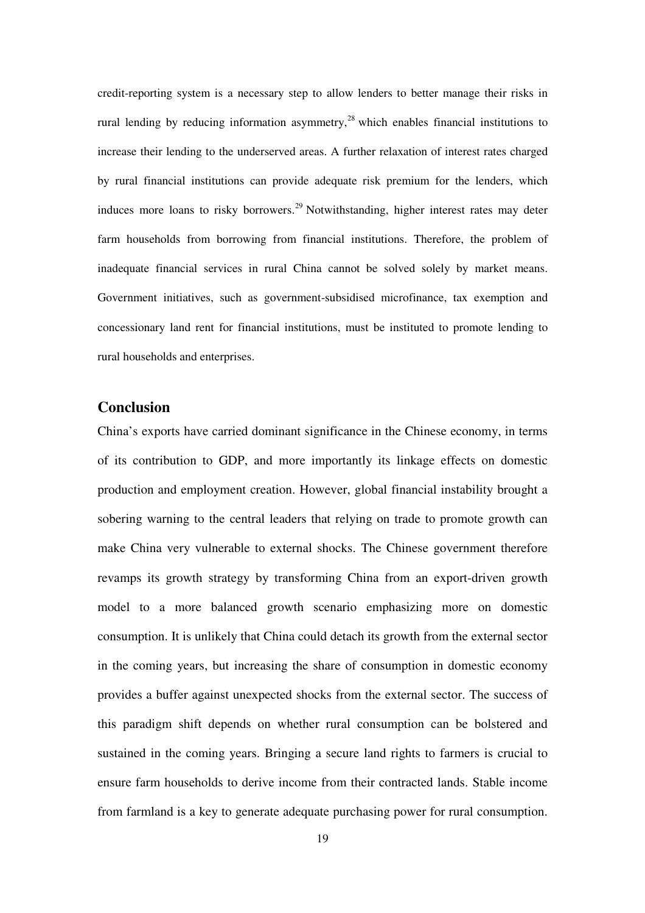credit-reporting system is a necessary step to allow lenders to better manage their risks in rural lending by reducing information asymmetry,[28] which enables financial institutions to increase their lending to the underserved areas. A further relaxation of interest rates charged by rural financial institutions can provide adequate risk premium for the lenders, which induces more loans to risky borrowers.[29] Notwithstanding, higher interest rates may deter farm households from borrowing from financial institutions. Therefore, the problem of inadequate financial services in rural China cannot be solved solely by market means. Government initiatives, such as government-subsidised microfinance, tax exemption and concessionary land rent for financial institutions, must be instituted to promote lending to rural households and enterprises.

## Conclusion

China's exports have carried dominant significance in the Chinese economy, in terms of its contribution to GDP, and more importantly its linkage effects on domestic production and employment creation. However, global financial instability brought a sobering warning to the central leaders that relying on trade to promote growth can make China very vulnerable to external shocks. The Chinese government therefore revamps its growth strategy by transforming China from an export-driven growth model to a more balanced growth scenario emphasizing more on domestic consumption. It is unlikely that China could detach its growth from the external sector in the coming years, but increasing the share of consumption in domestic economy provides a buffer against unexpected shocks from the external sector. The success of this paradigm shift depends on whether rural consumption can be bolstered and sustained in the coming years. Bringing a secure land rights to farmers is crucial to ensure farm households to derive income from their contracted lands. Stable income from farmland is a key to generate adequate purchasing power for rural consumption.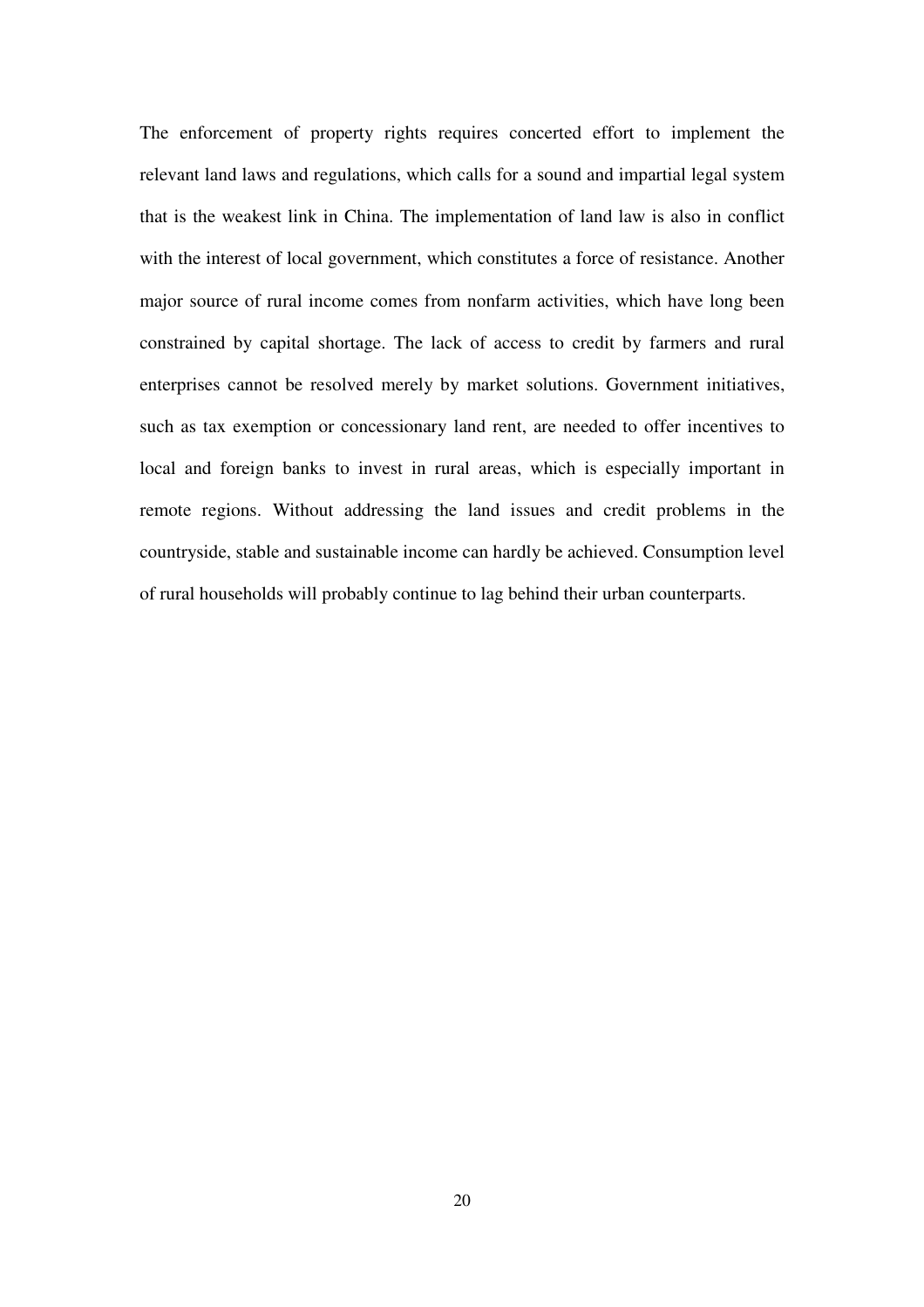The enforcement of property rights requires concerted effort to implement the relevant land laws and regulations, which calls for a sound and impartial legal system that is the weakest link in China. The implementation of land law is also in conflict with the interest of local government, which constitutes a force of resistance. Another major source of rural income comes from nonfarm activities, which have long been constrained by capital shortage. The lack of access to credit by farmers and rural enterprises cannot be resolved merely by market solutions. Government initiatives, such as tax exemption or concessionary land rent, are needed to offer incentives to local and foreign banks to invest in rural areas, which is especially important in remote regions. Without addressing the land issues and credit problems in the countryside, stable and sustainable income can hardly be achieved. Consumption level of rural households will probably continue to lag behind their urban counterparts.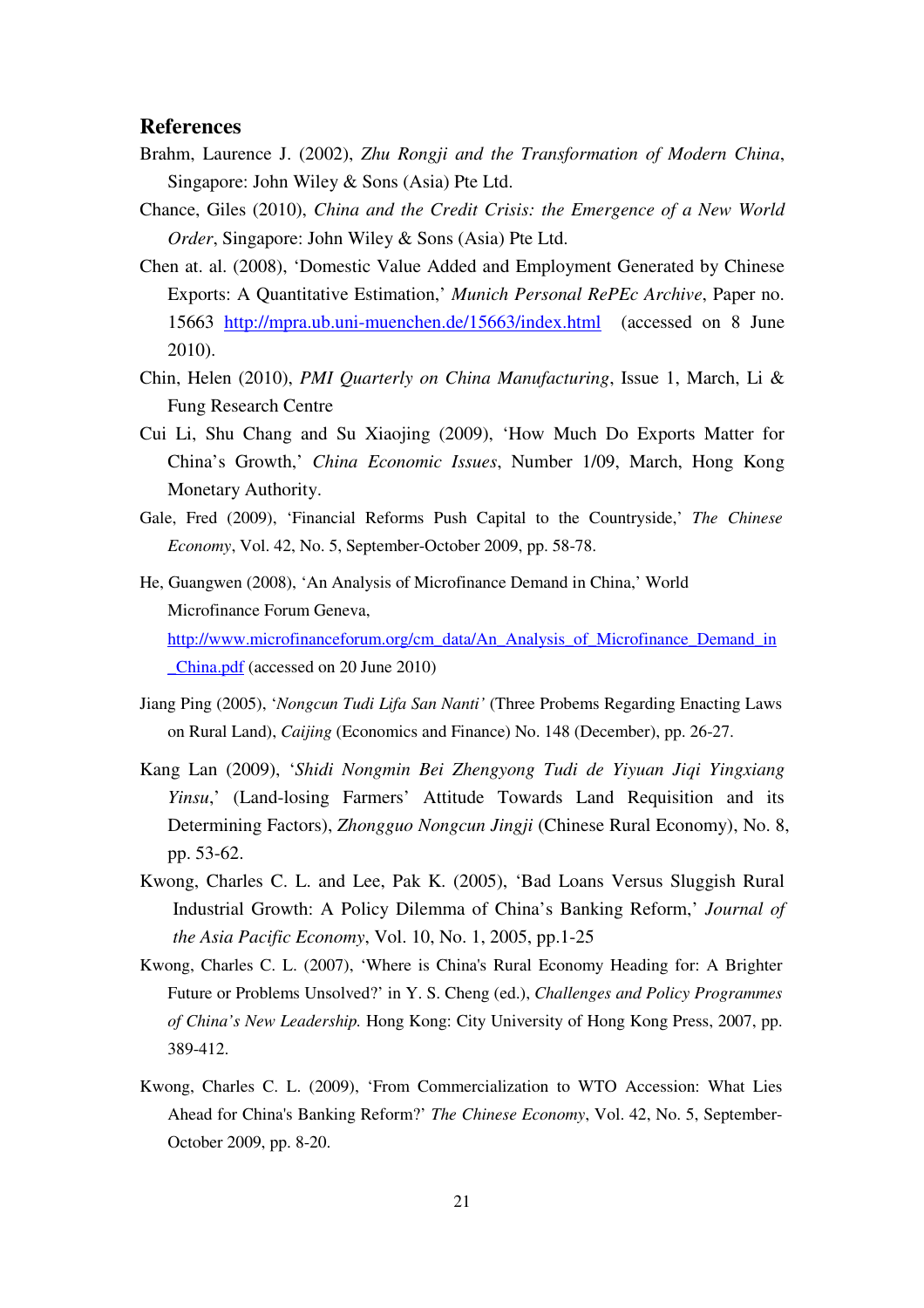## References

Brahm, Laurence J. (2002), *Zhu Rongji and the Transformation of Modern China*, Singapore: John Wiley & Sons (Asia) Pte Ltd.

Chance, Giles (2010), *China and the Credit Crisis: the Emergence of a New World Order*, Singapore: John Wiley & Sons (Asia) Pte Ltd.

Chen at. al. (2008), 'Domestic Value Added and Employment Generated by Chinese Exports: A Quantitative Estimation,' *Munich Personal RePEc Archive*, Paper no. 15663 http://mpra.ub.uni-muenchen.de/15663/index.html (accessed on 8 June 2010).

Chin, Helen (2010), *PMI Quarterly on China Manufacturing*, Issue 1, March, Li & Fung Research Centre

Cui Li, Shu Chang and Su Xiaojing (2009), 'How Much Do Exports Matter for China's Growth,' *China Economic Issues*, Number 1/09, March, Hong Kong Monetary Authority.

Gale, Fred (2009), 'Financial Reforms Push Capital to the Countryside,' *The Chinese Economy*, Vol. 42, No. 5, September-October 2009, pp. 58-78.

He, Guangwen (2008), 'An Analysis of Microfinance Demand in China,' World Microfinance Forum Geneva, http://www.microfinanceforum.org/cm_data/An_Analysis_of_Microfinance_Demand_in_China.pdf (accessed on 20 June 2010)

Jiang Ping (2005), '*Nongcun Tudi Lifa San Nanti'* (Three Probems Regarding Enacting Laws on Rural Land), *Caijing* (Economics and Finance) No. 148 (December), pp. 26-27.

Kang Lan (2009), '*Shidi Nongmin Bei Zhengyong Tudi de Yiyuan Jiqi Yingxiang Yinsu*,' (Land-losing Farmers' Attitude Towards Land Requisition and its Determining Factors), *Zhongguo Nongcun Jingji* (Chinese Rural Economy), No. 8, pp. 53-62.

Kwong, Charles C. L. and Lee, Pak K. (2005), 'Bad Loans Versus Sluggish Rural Industrial Growth: A Policy Dilemma of China's Banking Reform,' *Journal of the Asia Pacific Economy*, Vol. 10, No. 1, 2005, pp.1-25

Kwong, Charles C. L. (2007), 'Where is China's Rural Economy Heading for: A Brighter Future or Problems Unsolved?' in Y. S. Cheng (ed.), *Challenges and Policy Programmes of China's New Leadership.* Hong Kong: City University of Hong Kong Press, 2007, pp. 389-412.

Kwong, Charles C. L. (2009), 'From Commercialization to WTO Accession: What Lies Ahead for China's Banking Reform?' *The Chinese Economy*, Vol. 42, No. 5, September-October 2009, pp. 8-20.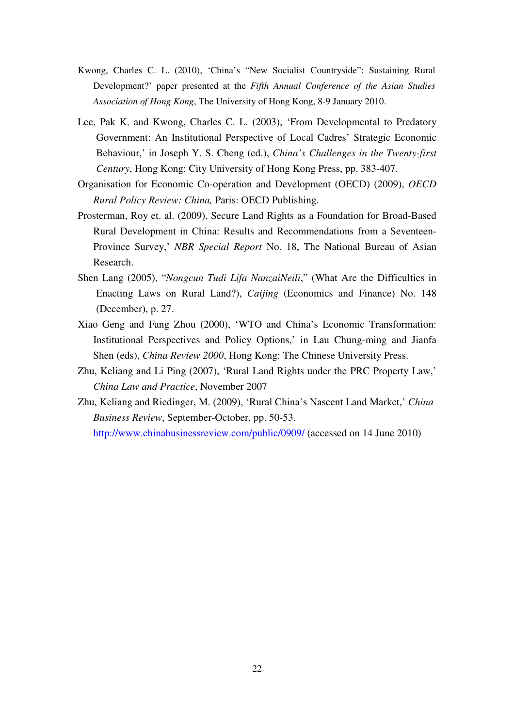Kwong, Charles C. L. (2010), 'China's "New Socialist Countryside": Sustaining Rural Development?' paper presented at the *Fifth Annual Conference of the Asian Studies Association of Hong Kong*, The University of Hong Kong, 8-9 January 2010.

Lee, Pak K. and Kwong, Charles C. L. (2003), 'From Developmental to Predatory Government: An Institutional Perspective of Local Cadres' Strategic Economic Behaviour,' in Joseph Y. S. Cheng (ed.), *China's Challenges in the Twenty-first Century*, Hong Kong: City University of Hong Kong Press, pp. 383-407.

Organisation for Economic Co-operation and Development (OECD) (2009), *OECD Rural Policy Review: China,* Paris: OECD Publishing.

Prosterman, Roy et. al. (2009), Secure Land Rights as a Foundation for Broad-Based Rural Development in China: Results and Recommendations from a Seventeen-Province Survey,' *NBR Special Report* No. 18, The National Bureau of Asian Research.

Shen Lang (2005), "*Nongcun Tudi Lifa NanzaiNeili*," (What Are the Difficulties in Enacting Laws on Rural Land?), *Caijing* (Economics and Finance) No. 148 (December), p. 27.

Xiao Geng and Fang Zhou (2000), 'WTO and China's Economic Transformation: Institutional Perspectives and Policy Options,' in Lau Chung-ming and Jianfa Shen (eds), *China Review 2000*, Hong Kong: The Chinese University Press.

Zhu, Keliang and Li Ping (2007), 'Rural Land Rights under the PRC Property Law,' *China Law and Practice*, November 2007

Zhu, Keliang and Riedinger, M. (2009), 'Rural China's Nascent Land Market,' *China Business Review*, September-October, pp. 50-53. http://www.chinabusinessreview.com/public/0909/ (accessed on 14 June 2010)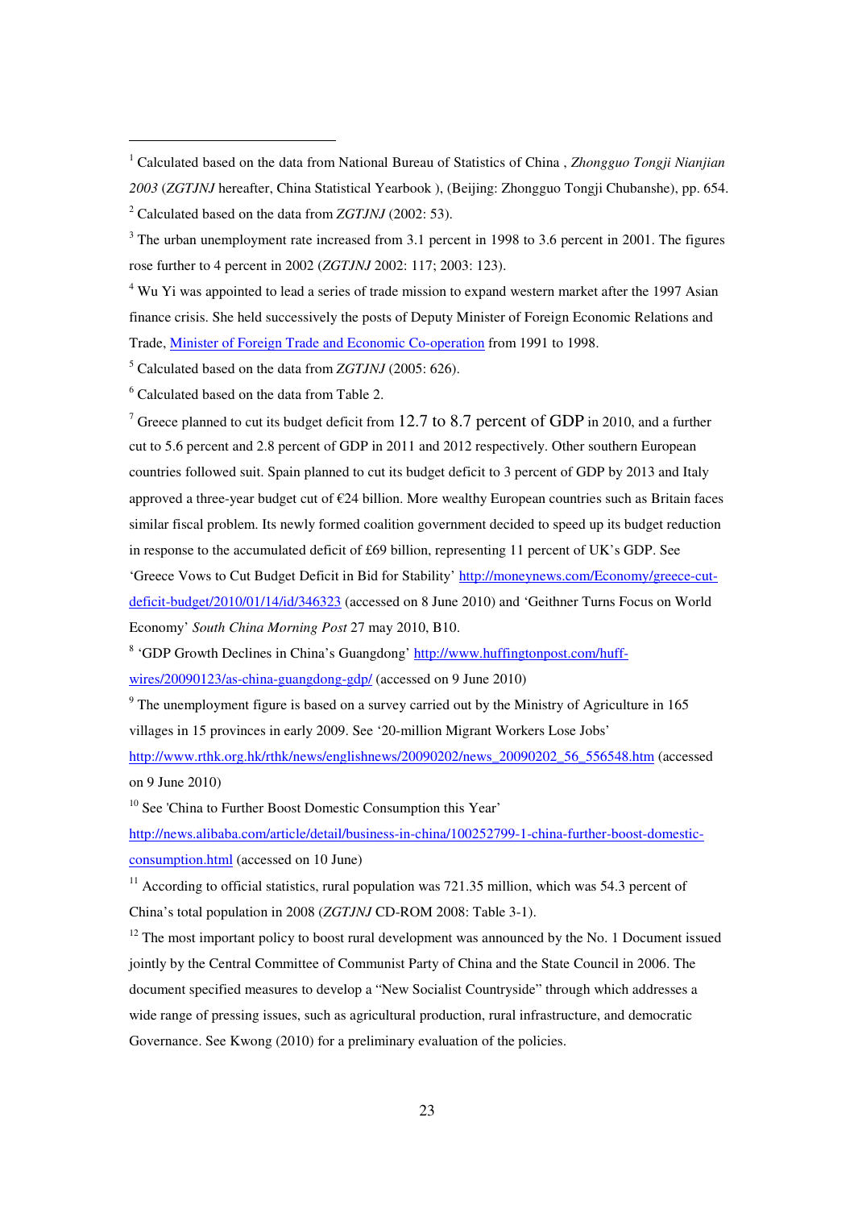[1] Calculated based on the data from National Bureau of Statistics of China , *Zhongguo Tongji Nianjian 2003* (*ZGTJNJ* hereafter, China Statistical Yearbook ), (Beijing: Zhongguo Tongji Chubanshe), pp. 654.

[2] Calculated based on the data from *ZGTJNJ* (2002: 53).

[3] The urban unemployment rate increased from 3.1 percent in 1998 to 3.6 percent in 2001. The figures rose further to 4 percent in 2002 (*ZGTJNJ* 2002: 117; 2003: 123).

[4] Wu Yi was appointed to lead a series of trade mission to expand western market after the 1997 Asian finance crisis. She held successively the posts of Deputy Minister of Foreign Economic Relations and Trade, Minister of Foreign Trade and Economic Co-operation from 1991 to 1998.

[5] Calculated based on the data from *ZGTJNJ* (2005: 626).

[6] Calculated based on the data from Table 2.

[7] Greece planned to cut its budget deficit from 12.7 to 8.7 percent of GDP in 2010, and a further cut to 5.6 percent and 2.8 percent of GDP in 2011 and 2012 respectively. Other southern European countries followed suit. Spain planned to cut its budget deficit to 3 percent of GDP by 2013 and Italy approved a three-year budget cut of €24 billion. More wealthy European countries such as Britain faces similar fiscal problem. Its newly formed coalition government decided to speed up its budget reduction in response to the accumulated deficit of £69 billion, representing 11 percent of UK's GDP. See 'Greece Vows to Cut Budget Deficit in Bid for Stability' http://moneynews.com/Economy/greece-cut-deficit-budget/2010/01/14/id/346323 (accessed on 8 June 2010) and 'Geithner Turns Focus on World Economy' *South China Morning Post* 27 may 2010, B10.

[8] 'GDP Growth Declines in China's Guangdong' http://www.huffingtonpost.com/huff-wires/20090123/as-china-guangdong-gdp/ (accessed on 9 June 2010)

[9] The unemployment figure is based on a survey carried out by the Ministry of Agriculture in 165 villages in 15 provinces in early 2009. See '20-million Migrant Workers Lose Jobs' http://www.rthk.org.hk/rthk/news/englishnews/20090202/news_20090202_56_556548.htm (accessed on 9 June 2010)

[10] See 'China to Further Boost Domestic Consumption this Year' http://news.alibaba.com/article/detail/business-in-china/100252799-1-china-further-boost-domestic-consumption.html (accessed on 10 June)

[11] According to official statistics, rural population was 721.35 million, which was 54.3 percent of China's total population in 2008 (*ZGTJNJ* CD-ROM 2008: Table 3-1).

[12] The most important policy to boost rural development was announced by the No. 1 Document issued jointly by the Central Committee of Communist Party of China and the State Council in 2006. The document specified measures to develop a "New Socialist Countryside" through which addresses a wide range of pressing issues, such as agricultural production, rural infrastructure, and democratic Governance. See Kwong (2010) for a preliminary evaluation of the policies.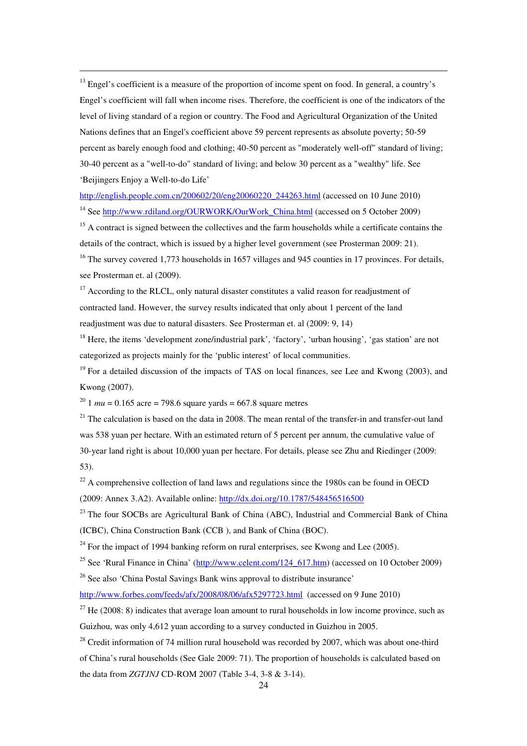[13] Engel's coefficient is a measure of the proportion of income spent on food. In general, a country's Engel's coefficient will fall when income rises. Therefore, the coefficient is one of the indicators of the level of living standard of a region or country. The Food and Agricultural Organization of the United Nations defines that an Engel's coefficient above 59 percent represents as absolute poverty; 50-59 percent as barely enough food and clothing; 40-50 percent as "moderately well-off" standard of living; 30-40 percent as a "well-to-do" standard of living; and below 30 percent as a "wealthy" life. See 'Beijingers Enjoy a Well-to-do Life' http://english.people.com.cn/200602/20/eng20060220_244263.html (accessed on 10 June 2010)

[14] See http://www.rdiland.org/OURWORK/OurWork_China.html (accessed on 5 October 2009)

[15] A contract is signed between the collectives and the farm households while a certificate contains the details of the contract, which is issued by a higher level government (see Prosterman 2009: 21).

[16] The survey covered 1,773 households in 1657 villages and 945 counties in 17 provinces. For details, see Prosterman et. al (2009).

[17] According to the RLCL, only natural disaster constitutes a valid reason for readjustment of contracted land. However, the survey results indicated that only about 1 percent of the land readjustment was due to natural disasters. See Prosterman et. al (2009: 9, 14)

[18] Here, the items 'development zone/industrial park', 'factory', 'urban housing', 'gas station' are not categorized as projects mainly for the 'public interest' of local communities.

[19] For a detailed discussion of the impacts of TAS on local finances, see Lee and Kwong (2003), and Kwong (2007).

[20] 1 *mu* = 0.165 acre = 798.6 square yards = 667.8 square metres

[21] The calculation is based on the data in 2008. The mean rental of the transfer-in and transfer-out land was 538 yuan per hectare. With an estimated return of 5 percent per annum, the cumulative value of 30-year land right is about 10,000 yuan per hectare. For details, please see Zhu and Riedinger (2009: 53).

[22] A comprehensive collection of land laws and regulations since the 1980s can be found in OECD (2009: Annex 3.A2). Available online: http://dx.doi.org/10.1787/548456516500

[23] The four SOCBs are Agricultural Bank of China (ABC), Industrial and Commercial Bank of China (ICBC), China Construction Bank (CCB ), and Bank of China (BOC).

[24] For the impact of 1994 banking reform on rural enterprises, see Kwong and Lee (2005).

[25] See 'Rural Finance in China' (http://www.celent.com/124_617.htm) (accessed on 10 October 2009)

[26] See also 'China Postal Savings Bank wins approval to distribute insurance' http://www.forbes.com/feeds/afx/2008/08/06/afx5297723.html (accessed on 9 June 2010)

[27] He (2008: 8) indicates that average loan amount to rural households in low income province, such as Guizhou, was only 4,612 yuan according to a survey conducted in Guizhou in 2005.

[28] Credit information of 74 million rural household was recorded by 2007, which was about one-third of China's rural households (See Gale 2009: 71). The proportion of households is calculated based on the data from *ZGTJNJ* CD-ROM 2007 (Table 3-4, 3-8 & 3-14).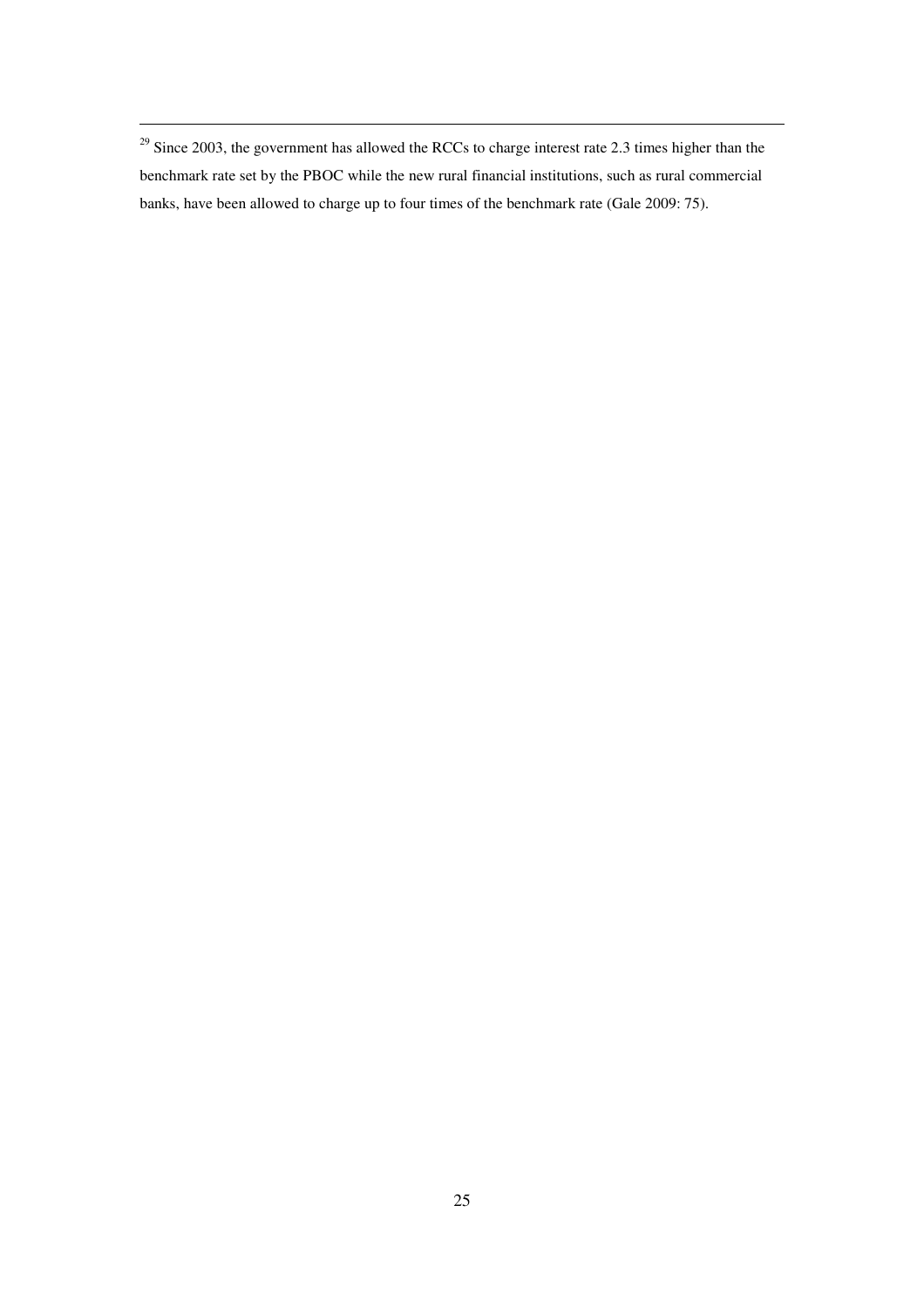[29] Since 2003, the government has allowed the RCCs to charge interest rate 2.3 times higher than the benchmark rate set by the PBOC while the new rural financial institutions, such as rural commercial banks, have been allowed to charge up to four times of the benchmark rate (Gale 2009: 75).